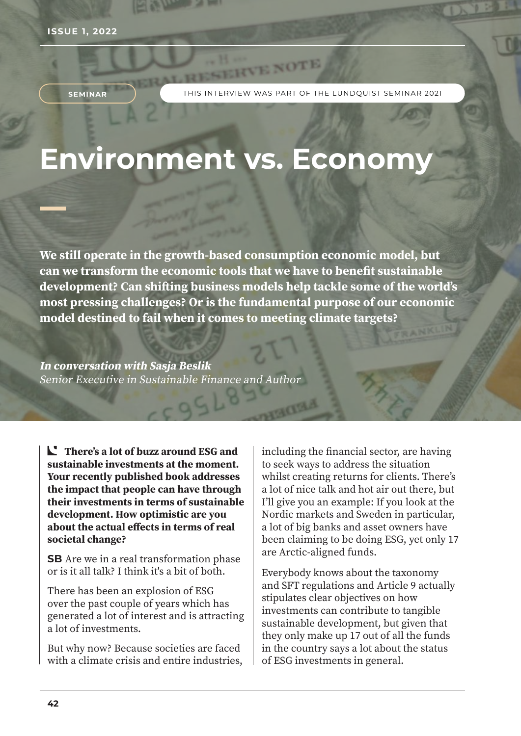SEMINAR

THIS INTERVIEW WAS PART OF THE LUNDQUIST SEMINAR 2021

# Environment vs. Economy

**We still operate in the growth-based consumption economic model, but can we transform the economic tools that we have to benefit sustainable development? Can shifting business models help tackle some of the world's most pressing challenges? Or is the fundamental purpose of our economic model destined to fail when it comes to meeting climate targets?**

***In conversation with Sasja Beslik***
*Senior Executive in Sustainable Finance and Author*

**There's a lot of buzz around ESG and sustainable investments at the moment. Your recently published book addresses the impact that people can have through their investments in terms of sustainable development. How optimistic are you about the actual effects in terms of real societal change?**

**SB** Are we in a real transformation phase or is it all talk? I think it's a bit of both.

There has been an explosion of ESG over the past couple of years which has generated a lot of interest and is attracting a lot of investments.

But why now? Because societies are faced with a climate crisis and entire industries, including the financial sector, are having to seek ways to address the situation whilst creating returns for clients. There's a lot of nice talk and hot air out there, but I'll give you an example: If you look at the Nordic markets and Sweden in particular, a lot of big banks and asset owners have been claiming to be doing ESG, yet only 17 are Arctic-aligned funds.

Everybody knows about the taxonomy and SFT regulations and Article 9 actually stipulates clear objectives on how investments can contribute to tangible sustainable development, but given that they only make up 17 out of all the funds in the country says a lot about the status of ESG investments in general.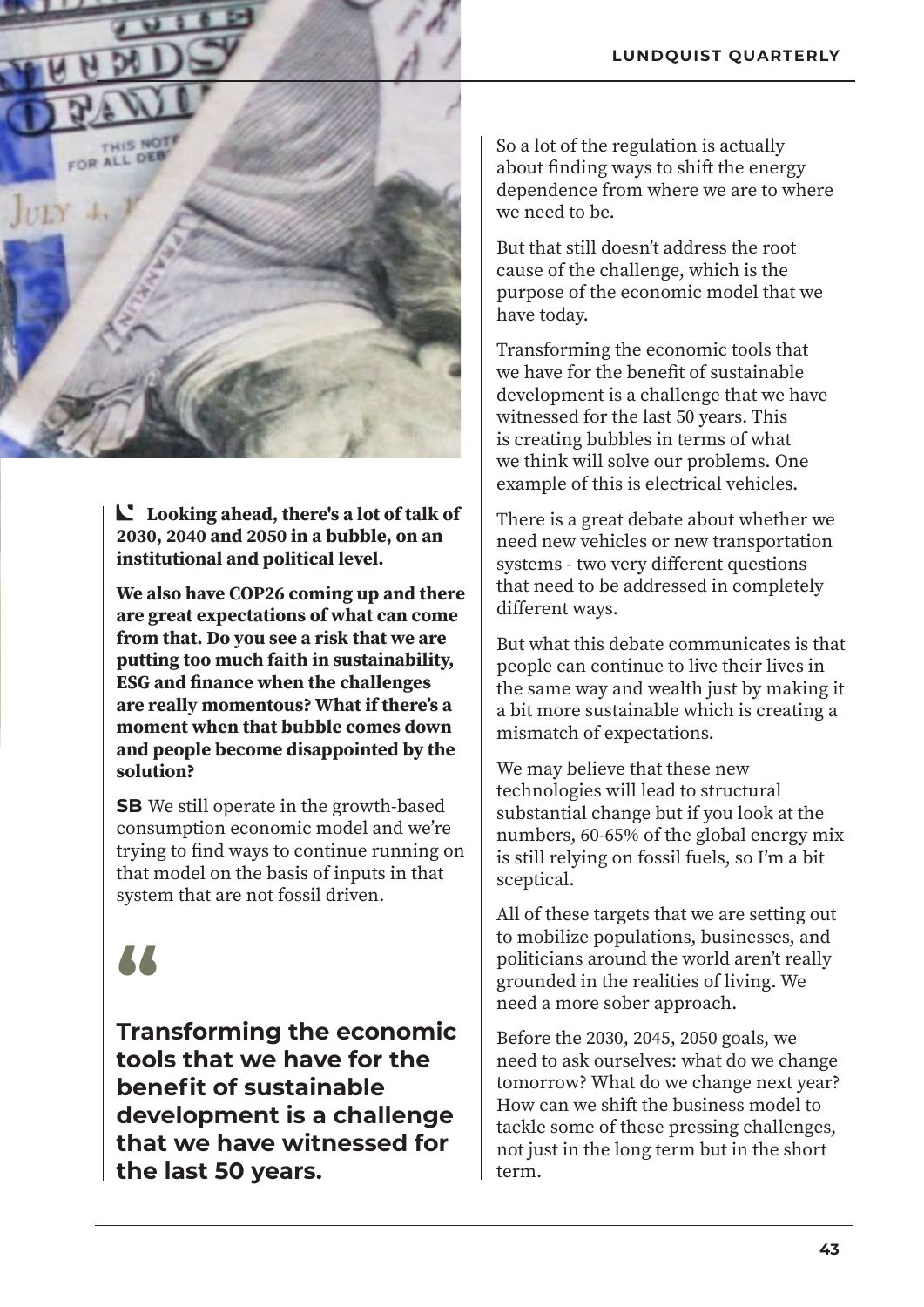**Looking ahead, there's a lot of talk of 2030, 2040 and 2050 in a bubble, on an institutional and political level.**

**We also have COP26 coming up and there are great expectations of what can come from that. Do you see a risk that we are putting too much faith in sustainability, ESG and finance when the challenges are really momentous? What if there's a moment when that bubble comes down and people become disappointed by the solution?**

**SB** We still operate in the growth-based consumption economic model and we're trying to find ways to continue running on that model on the basis of inputs in that system that are not fossil driven.

> **Transforming the economic tools that we have for the benefit of sustainable development is a challenge that we have witnessed for the last 50 years.**

So a lot of the regulation is actually about finding ways to shift the energy dependence from where we are to where we need to be.

But that still doesn't address the root cause of the challenge, which is the purpose of the economic model that we have today.

Transforming the economic tools that we have for the benefit of sustainable development is a challenge that we have witnessed for the last 50 years. This is creating bubbles in terms of what we think will solve our problems. One example of this is electrical vehicles.

There is a great debate about whether we need new vehicles or new transportation systems - two very different questions that need to be addressed in completely different ways.

But what this debate communicates is that people can continue to live their lives in the same way and wealth just by making it a bit more sustainable which is creating a mismatch of expectations.

We may believe that these new technologies will lead to structural substantial change but if you look at the numbers, 60-65% of the global energy mix is still relying on fossil fuels, so I'm a bit sceptical.

All of these targets that we are setting out to mobilize populations, businesses, and politicians around the world aren't really grounded in the realities of living. We need a more sober approach.

Before the 2030, 2045, 2050 goals, we need to ask ourselves: what do we change tomorrow? What do we change next year? How can we shift the business model to tackle some of these pressing challenges, not just in the long term but in the short term.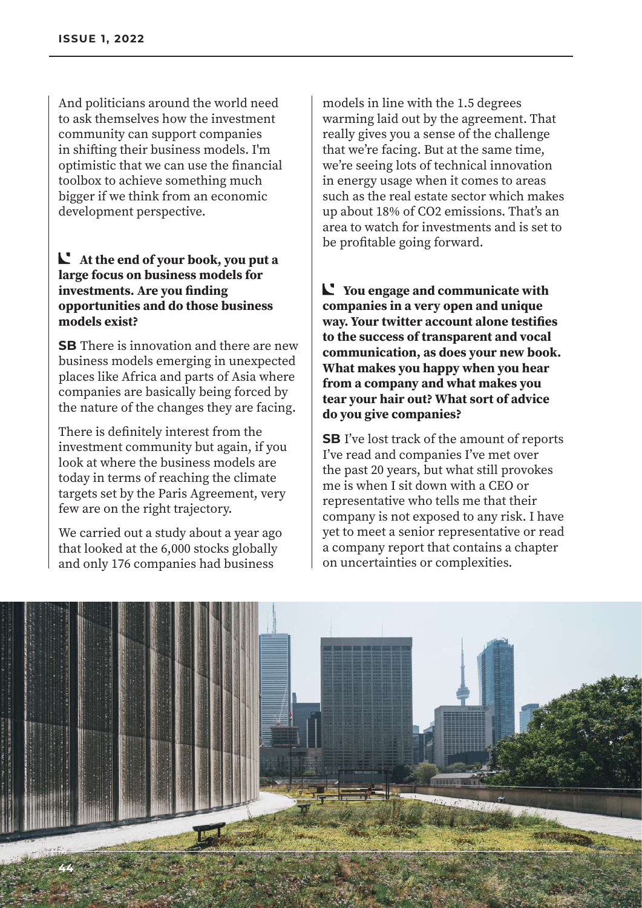And politicians around the world need to ask themselves how the investment community can support companies in shifting their business models. I'm optimistic that we can use the financial toolbox to achieve something much bigger if we think from an economic development perspective.

**At the end of your book, you put a large focus on business models for investments. Are you finding opportunities and do those business models exist?**

**SB** There is innovation and there are new business models emerging in unexpected places like Africa and parts of Asia where companies are basically being forced by the nature of the changes they are facing.

There is definitely interest from the investment community but again, if you look at where the business models are today in terms of reaching the climate targets set by the Paris Agreement, very few are on the right trajectory.

We carried out a study about a year ago that looked at the 6,000 stocks globally and only 176 companies had business models in line with the 1.5 degrees warming laid out by the agreement. That really gives you a sense of the challenge that we're facing. But at the same time, we're seeing lots of technical innovation in energy usage when it comes to areas such as the real estate sector which makes up about 18% of $CO_2$ emissions. That's an area to watch for investments and is set to be profitable going forward.

**You engage and communicate with companies in a very open and unique way. Your twitter account alone testifies to the success of transparent and vocal communication, as does your new book. What makes you happy when you hear from a company and what makes you tear your hair out? What sort of advice do you give companies?**

**SB** I've lost track of the amount of reports I've read and companies I've met over the past 20 years, but what still provokes me is when I sit down with a CEO or representative who tells me that their company is not exposed to any risk. I have yet to meet a senior representative or read a company report that contains a chapter on uncertainties or complexities.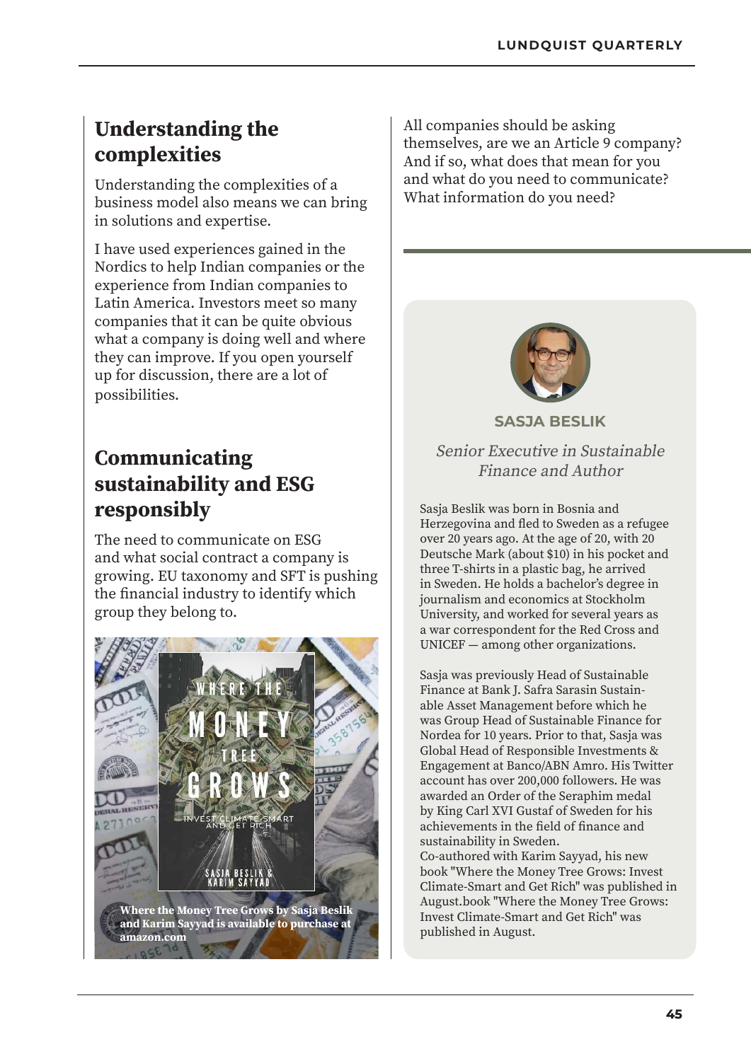## Understanding the complexities

Understanding the complexities of a business model also means we can bring in solutions and expertise.

I have used experiences gained in the Nordics to help Indian companies or the experience from Indian companies to Latin America. Investors meet so many companies that it can be quite obvious what a company is doing well and where they can improve. If you open yourself up for discussion, there are a lot of possibilities.

## Communicating sustainability and ESG responsibly

The need to communicate on ESG and what social contract a company is growing. EU taxonomy and SFT is pushing the financial industry to identify which group they belong to.

**Where the Money Tree Grows by Sasja Beslik and Karim Sayyad is available to purchase at amazon.com**

All companies should be asking themselves, are we an Article 9 company? And if so, what does that mean for you and what do you need to communicate? What information do you need?

**SASJA BESLIK**

*Senior Executive in Sustainable Finance and Author*

Sasja Beslik was born in Bosnia and Herzegovina and fled to Sweden as a refugee over 20 years ago. At the age of 20, with 20 Deutsche Mark (about $10) in his pocket and three T-shirts in a plastic bag, he arrived in Sweden. He holds a bachelor's degree in journalism and economics at Stockholm University, and worked for several years as a war correspondent for the Red Cross and UNICEF — among other organizations.

Sasja was previously Head of Sustainable Finance at Bank J. Safra Sarasin Sustainable Asset Management before which he was Group Head of Sustainable Finance for Nordea for 10 years. Prior to that, Sasja was Global Head of Responsible Investments & Engagement at Banco/ABN Amro. His Twitter account has over 200,000 followers. He was awarded an Order of the Seraphim medal by King Carl XVI Gustaf of Sweden for his achievements in the field of finance and sustainability in Sweden.
Co-authored with Karim Sayyad, his new book "Where the Money Tree Grows: Invest Climate-Smart and Get Rich" was published in August.book "Where the Money Tree Grows: Invest Climate-Smart and Get Rich" was published in August.